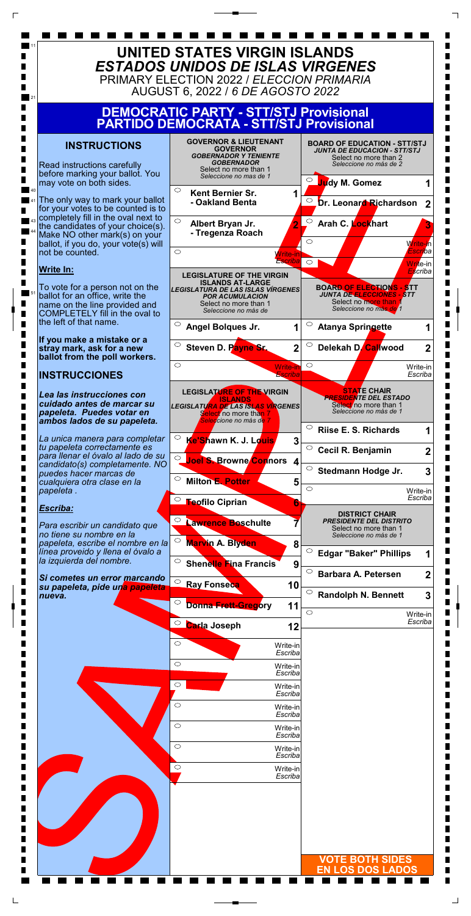# UNITED STATES VIRGIN ISLANDS
## *ESTADOS UNIDOS DE ISLAS VIRGENES*
PRIMARY ELECTION 2022 / *ELECCION PRIMARIA*
AUGUST 6, 2022 / *6 DE AGOSTO 2022*

## DEMOCRATIC PARTY - STT/STJ Provisional
## PARTIDO DEMOCRATA - STT/STJ Provisional

### INSTRUCTIONS

Read instructions carefully before marking your ballot. You may vote on both sides.

The only way to mark your ballot for your votes to be counted is to completely fill in the oval next to the candidates of your choice(s). Make NO other mark(s) on your ballot, if you do, your vote(s) will not be counted.

**Write In:**

To vote for a person not on the ballot for an office, write the name on the line provided and COMPLETELY fill in the oval to the left of that name.

**If you make a mistake or a stray mark, ask for a new ballot from the poll workers.**

### INSTRUCCIONES

***Lea las instrucciones con cuidado antes de marcar su papeleta. Puedes votar en ambos lados de su papeleta.***

*La unica manera para completar tu papeleta correctamente es para llenar el óvalo al lado de su candidato(s) completamente. NO puedes hacer marcas de cualquiera otra clase en la papeleta .*

***Escriba:***

*Para escribir un candidato que no tiene su nombre en la papeleta, escribe el nombre en la línea proveido y llena el óvalo a la izquierda del nombre.*

***Si cometes un error marcando su papeleta, pide una papeleta nueva.***

**GOVERNOR & LIEUTENANT GOVERNOR**
***GOBERNADOR Y TENIENTE GOBERNADOR***
Select no more than 1
*Seleccione no mas de 1*

- ○ **Kent Bernier Sr. - Oakland Benta** 1
- ○ **Albert Bryan Jr. - Tregenza Roach** 2
- ○ Write-in / *Escriba*

**LEGISLATURE OF THE VIRGIN ISLANDS AT-LARGE**
***LEGISLATURA DE LAS ISLAS VÍRGENES POR ACUMULACION***
Select no more than 1
*Seleccione no más de*

- ○ **Angel Bolques Jr.** 1
- ○ **Steven D. Payne Sr.** 2
- ○ Write-in / *Escriba*

**LEGISLATURE OF THE VIRGIN ISLANDS**
***LEGISLATURA DE LAS ISLAS VÍRGENES***
Select no more than 7
*Seleccione no más de 7*

- ○ **Ke'Shawn K. J. Louis** 3
- ○ **Joel S. Browne Connors** 4
- ○ **Milton E. Potter** 5
- ○ **Teofilo Ciprian** 6
- ○ **Lawrence Boschulte** 7
- ○ **Marvin A. Blyden** 8
- ○ **Shenelle Fina Francis** 9
- ○ **Ray Fonseca** 10
- ○ **Donna Frett-Gregory** 11
- ○ **Carla Joseph** 12
- ○ Write-in / *Escriba*
- ○ Write-in / *Escriba*
- ○ Write-in / *Escriba*
- ○ Write-in / *Escriba*
- ○ Write-in / *Escriba*
- ○ Write-in / *Escriba*
- ○ Write-in / *Escriba*

**BOARD OF EDUCATION - STT/STJ**
***JUNTA DE EDUCACION - STT/STJ***
Select no more than 2
*Seleccione no más de 2*

- ○ **Judy M. Gomez** 1
- ○ **Dr. Leonard Richardson** 2
- ○ **Arah C. Lockhart** 3
- ○ Write-in / *Escriba*
- ○ Write-in / *Escriba*

**BOARD OF ELECTIONS - STT**
***JUNTA DE ELECCIONES - STT***
Select no more than 1
*Seleccione no mas de 1*

- ○ **Atanya Springette** 1
- ○ **Delekah D. Callwood** 2
- ○ Write-in / *Escriba*

**STATE CHAIR**
***PRESIDENTE DEL ESTADO***
Select no more than 1
*Seleccione no más de 1*

- ○ **Riise E. S. Richards** 1
- ○ **Cecil R. Benjamin** 2
- ○ **Stedmann Hodge Jr.** 3
- ○ Write-in / *Escriba*

**DISTRICT CHAIR**
***PRESIDENTE DEL DISTRITO***
Select no more than 1
*Seleccione no más de 1*

- ○ **Edgar "Baker" Phillips** 1
- ○ **Barbara A. Petersen** 2
- ○ **Randolph N. Bennett** 3
- ○ Write-in / *Escriba*

**VOTE BOTH SIDES**
**EN LOS DOS LADOS**

SAMPLE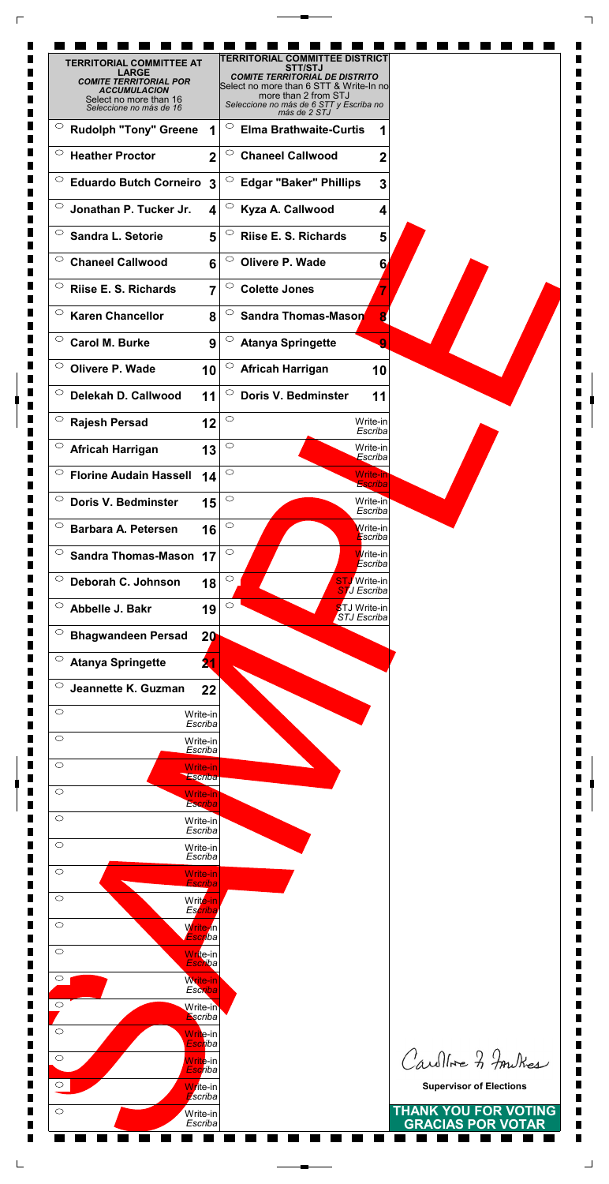| TERRITORIAL COMMITTEE AT LARGE *COMITE TERRITORIAL POR ACUMULACION* Select no more than 16 *Seleccione no más de 16* | | TERRITORIAL COMMITTEE DISTRICT STT/STJ *COMITE TERRITORIAL DE DISTRITO* Select no more than 6 STT & Write-In no more than 2 from STJ *Seleccione no más de 6 STT y Escriba no más de 2 STJ* | |
|---|---|---|---|
| Rudolph "Tony" Greene | 1 | Elma Brathwaite-Curtis | 1 |
| Heather Proctor | 2 | Chaneel Callwood | 2 |
| Eduardo Butch Corneiro | 3 | Edgar "Baker" Phillips | 3 |
| Jonathan P. Tucker Jr. | 4 | Kyza A. Callwood | 4 |
| Sandra L. Setorie | 5 | Riise E. S. Richards | 5 |
| Chaneel Callwood | 6 | Olivere P. Wade | 6 |
| Riise E. S. Richards | 7 | Colette Jones | 7 |
| Karen Chancellor | 8 | Sandra Thomas-Mason | 8 |
| Carol M. Burke | 9 | Atanya Springette | 9 |
| Olivere P. Wade | 10 | Africah Harrigan | 10 |
| Delekah D. Callwood | 11 | Doris V. Bedminster | 11 |
| Rajesh Persad | 12 | Write-in *Escriba* | |
| Africah Harrigan | 13 | Write-in *Escriba* | |
| Florine Audain Hassell | 14 | Write-in *Escriba* | |
| Doris V. Bedminster | 15 | Write-in *Escriba* | |
| Barbara A. Petersen | 16 | Write-in *Escriba* | |
| Sandra Thomas-Mason | 17 | Write-in *Escriba* | |
| Deborah C. Johnson | 18 | STJ Write-in *STJ Escriba* | |
| Abbelle J. Bakr | 19 | STJ Write-in *STJ Escriba* | |
| Bhagwandeen Persad | 20 | | |
| Atanya Springette | 21 | | |
| Jeannette K. Guzman | 22 | | |
| Write-in *Escriba* | | | |
| Write-in *Escriba* | | | |
| Write-in *Escriba* | | | |
| Write-in *Escriba* | | | |
| Write-in *Escriba* | | | |
| Write-in *Escriba* | | | |
| Write-in *Escriba* | | | |
| Write-in *Escriba* | | | |
| Write-in *Escriba* | | | |
| Write-in *Escriba* | | | |
| Write-in *Escriba* | | | |
| Write-in *Escriba* | | | |
| Write-in *Escriba* | | | |
| Write-in *Escriba* | | | |
| Write-in *Escriba* | | | |
| Write-in *Escriba* | | | |

SAMPLE

Caroline F. Fawkes

**Supervisor of Elections**

**THANK YOU FOR VOTING**
**GRACIAS POR VOTAR**